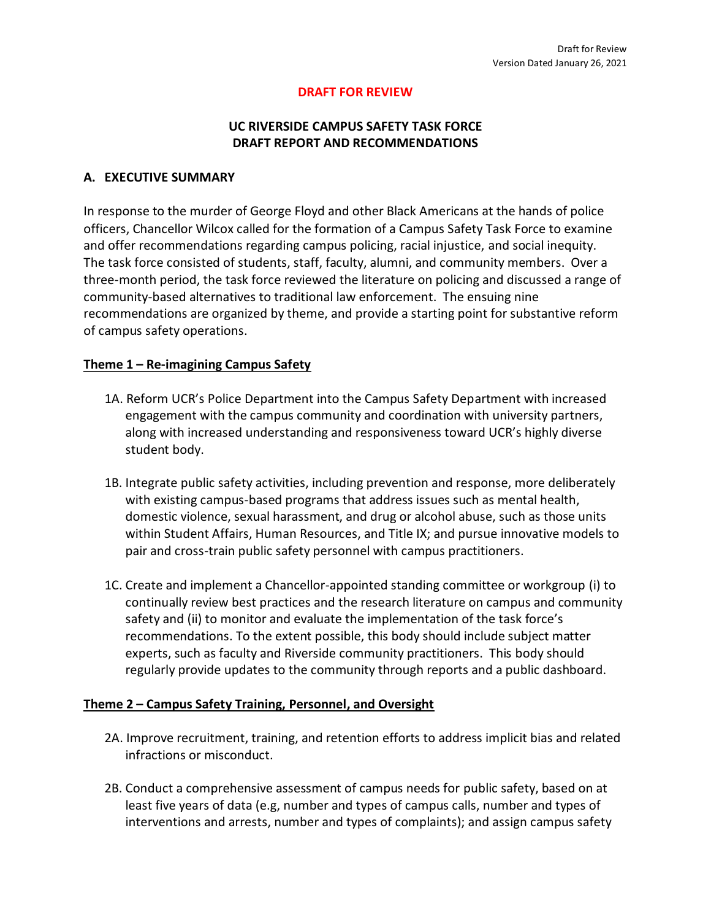**DRAFT FOR REVIEW**

# UC RIVERSIDE CAMPUS SAFETY TASK FORCE
# DRAFT REPORT AND RECOMMENDATIONS

## A. EXECUTIVE SUMMARY

In response to the murder of George Floyd and other Black Americans at the hands of police officers, Chancellor Wilcox called for the formation of a Campus Safety Task Force to examine and offer recommendations regarding campus policing, racial injustice, and social inequity. The task force consisted of students, staff, faculty, alumni, and community members. Over a three-month period, the task force reviewed the literature on policing and discussed a range of community-based alternatives to traditional law enforcement. The ensuing nine recommendations are organized by theme, and provide a starting point for substantive reform of campus safety operations.

### Theme 1 – Re-imagining Campus Safety

1A. Reform UCR's Police Department into the Campus Safety Department with increased engagement with the campus community and coordination with university partners, along with increased understanding and responsiveness toward UCR's highly diverse student body.

1B. Integrate public safety activities, including prevention and response, more deliberately with existing campus-based programs that address issues such as mental health, domestic violence, sexual harassment, and drug or alcohol abuse, such as those units within Student Affairs, Human Resources, and Title IX; and pursue innovative models to pair and cross-train public safety personnel with campus practitioners.

1C. Create and implement a Chancellor-appointed standing committee or workgroup (i) to continually review best practices and the research literature on campus and community safety and (ii) to monitor and evaluate the implementation of the task force's recommendations. To the extent possible, this body should include subject matter experts, such as faculty and Riverside community practitioners. This body should regularly provide updates to the community through reports and a public dashboard.

### Theme 2 – Campus Safety Training, Personnel, and Oversight

2A. Improve recruitment, training, and retention efforts to address implicit bias and related infractions or misconduct.

2B. Conduct a comprehensive assessment of campus needs for public safety, based on at least five years of data (e.g, number and types of campus calls, number and types of interventions and arrests, number and types of complaints); and assign campus safety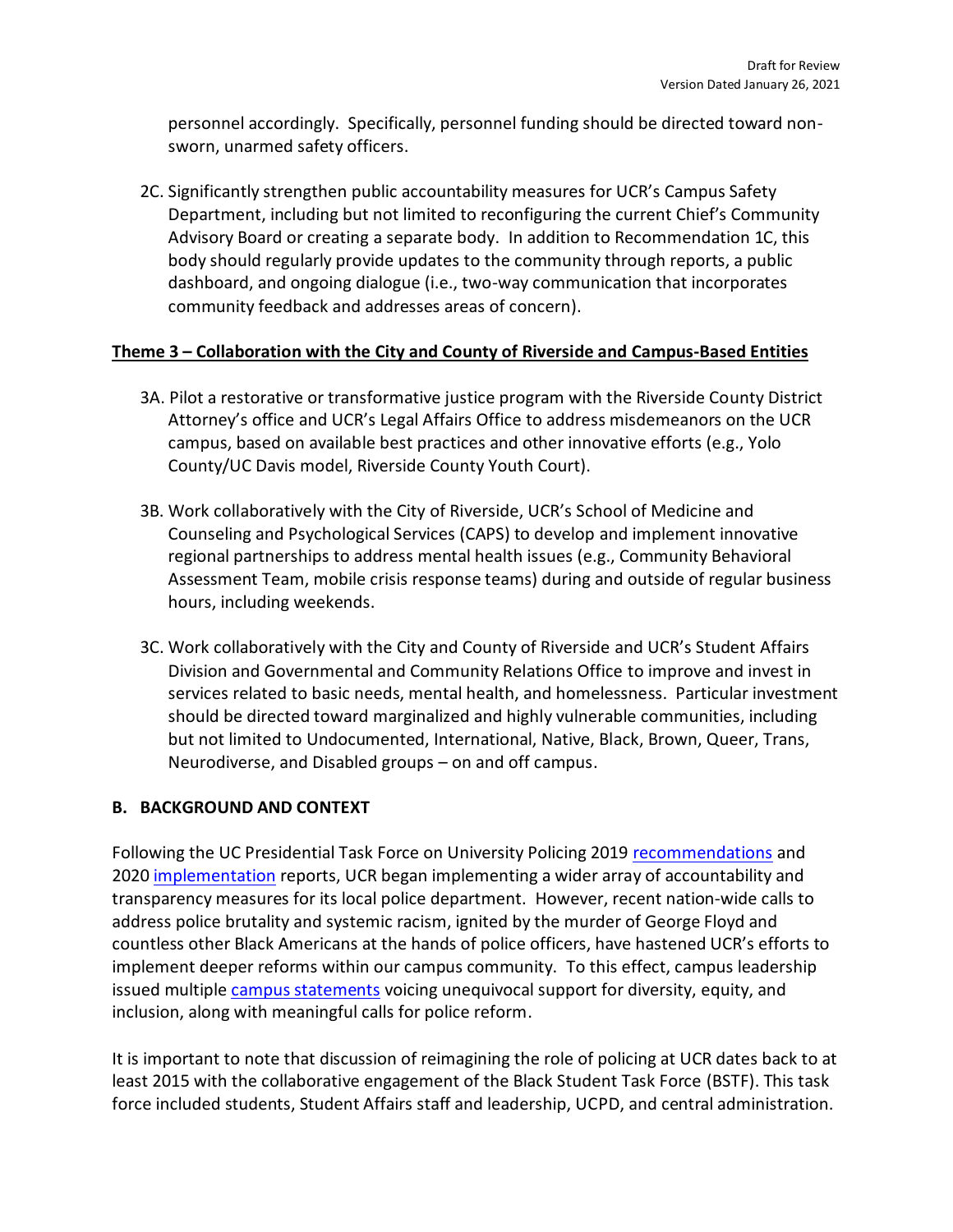personnel accordingly. Specifically, personnel funding should be directed toward non-sworn, unarmed safety officers.

2C. Significantly strengthen public accountability measures for UCR's Campus Safety Department, including but not limited to reconfiguring the current Chief's Community Advisory Board or creating a separate body. In addition to Recommendation 1C, this body should regularly provide updates to the community through reports, a public dashboard, and ongoing dialogue (i.e., two-way communication that incorporates community feedback and addresses areas of concern).

**Theme 3 – Collaboration with the City and County of Riverside and Campus-Based Entities**

3A. Pilot a restorative or transformative justice program with the Riverside County District Attorney's office and UCR's Legal Affairs Office to address misdemeanors on the UCR campus, based on available best practices and other innovative efforts (e.g., Yolo County/UC Davis model, Riverside County Youth Court).

3B. Work collaboratively with the City of Riverside, UCR's School of Medicine and Counseling and Psychological Services (CAPS) to develop and implement innovative regional partnerships to address mental health issues (e.g., Community Behavioral Assessment Team, mobile crisis response teams) during and outside of regular business hours, including weekends.

3C. Work collaboratively with the City and County of Riverside and UCR's Student Affairs Division and Governmental and Community Relations Office to improve and invest in services related to basic needs, mental health, and homelessness. Particular investment should be directed toward marginalized and highly vulnerable communities, including but not limited to Undocumented, International, Native, Black, Brown, Queer, Trans, Neurodiverse, and Disabled groups – on and off campus.

## B. BACKGROUND AND CONTEXT

Following the UC Presidential Task Force on University Policing 2019 recommendations and 2020 implementation reports, UCR began implementing a wider array of accountability and transparency measures for its local police department. However, recent nation-wide calls to address police brutality and systemic racism, ignited by the murder of George Floyd and countless other Black Americans at the hands of police officers, have hastened UCR's efforts to implement deeper reforms within our campus community. To this effect, campus leadership issued multiple campus statements voicing unequivocal support for diversity, equity, and inclusion, along with meaningful calls for police reform.

It is important to note that discussion of reimagining the role of policing at UCR dates back to at least 2015 with the collaborative engagement of the Black Student Task Force (BSTF). This task force included students, Student Affairs staff and leadership, UCPD, and central administration.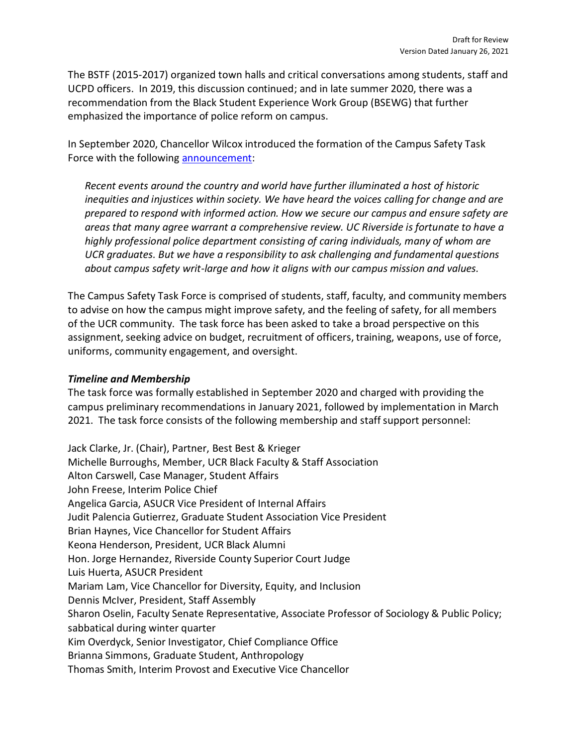The BSTF (2015-2017) organized town halls and critical conversations among students, staff and UCPD officers. In 2019, this discussion continued; and in late summer 2020, there was a recommendation from the Black Student Experience Work Group (BSEWG) that further emphasized the importance of police reform on campus.

In September 2020, Chancellor Wilcox introduced the formation of the Campus Safety Task Force with the following announcement:

> *Recent events around the country and world have further illuminated a host of historic inequities and injustices within society. We have heard the voices calling for change and are prepared to respond with informed action. How we secure our campus and ensure safety are areas that many agree warrant a comprehensive review. UC Riverside is fortunate to have a highly professional police department consisting of caring individuals, many of whom are UCR graduates. But we have a responsibility to ask challenging and fundamental questions about campus safety writ-large and how it aligns with our campus mission and values.*

The Campus Safety Task Force is comprised of students, staff, faculty, and community members to advise on how the campus might improve safety, and the feeling of safety, for all members of the UCR community. The task force has been asked to take a broad perspective on this assignment, seeking advice on budget, recruitment of officers, training, weapons, use of force, uniforms, community engagement, and oversight.

***Timeline and Membership***

The task force was formally established in September 2020 and charged with providing the campus preliminary recommendations in January 2021, followed by implementation in March 2021. The task force consists of the following membership and staff support personnel:

Jack Clarke, Jr. (Chair), Partner, Best Best & Krieger
Michelle Burroughs, Member, UCR Black Faculty & Staff Association
Alton Carswell, Case Manager, Student Affairs
John Freese, Interim Police Chief
Angelica Garcia, ASUCR Vice President of Internal Affairs
Judit Palencia Gutierrez, Graduate Student Association Vice President
Brian Haynes, Vice Chancellor for Student Affairs
Keona Henderson, President, UCR Black Alumni
Hon. Jorge Hernandez, Riverside County Superior Court Judge
Luis Huerta, ASUCR President
Mariam Lam, Vice Chancellor for Diversity, Equity, and Inclusion
Dennis McIver, President, Staff Assembly
Sharon Oselin, Faculty Senate Representative, Associate Professor of Sociology & Public Policy; sabbatical during winter quarter
Kim Overdyck, Senior Investigator, Chief Compliance Office
Brianna Simmons, Graduate Student, Anthropology
Thomas Smith, Interim Provost and Executive Vice Chancellor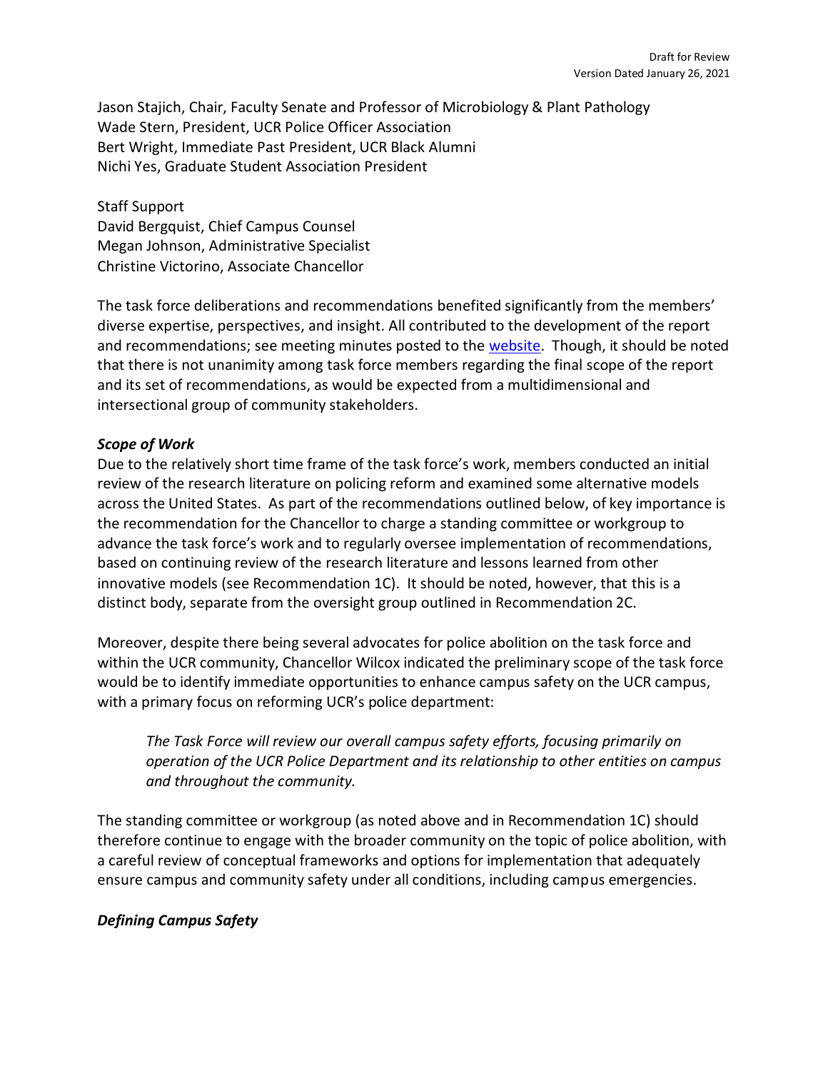Jason Stajich, Chair, Faculty Senate and Professor of Microbiology & Plant Pathology
Wade Stern, President, UCR Police Officer Association
Bert Wright, Immediate Past President, UCR Black Alumni
Nichi Yes, Graduate Student Association President

Staff Support
David Bergquist, Chief Campus Counsel
Megan Johnson, Administrative Specialist
Christine Victorino, Associate Chancellor

The task force deliberations and recommendations benefited significantly from the members' diverse expertise, perspectives, and insight. All contributed to the development of the report and recommendations; see meeting minutes posted to the website. Though, it should be noted that there is not unanimity among task force members regarding the final scope of the report and its set of recommendations, as would be expected from a multidimensional and intersectional group of community stakeholders.

***Scope of Work***

Due to the relatively short time frame of the task force's work, members conducted an initial review of the research literature on policing reform and examined some alternative models across the United States. As part of the recommendations outlined below, of key importance is the recommendation for the Chancellor to charge a standing committee or workgroup to advance the task force's work and to regularly oversee implementation of recommendations, based on continuing review of the research literature and lessons learned from other innovative models (see Recommendation 1C). It should be noted, however, that this is a distinct body, separate from the oversight group outlined in Recommendation 2C.

Moreover, despite there being several advocates for police abolition on the task force and within the UCR community, Chancellor Wilcox indicated the preliminary scope of the task force would be to identify immediate opportunities to enhance campus safety on the UCR campus, with a primary focus on reforming UCR's police department:

> *The Task Force will review our overall campus safety efforts, focusing primarily on operation of the UCR Police Department and its relationship to other entities on campus and throughout the community.*

The standing committee or workgroup (as noted above and in Recommendation 1C) should therefore continue to engage with the broader community on the topic of police abolition, with a careful review of conceptual frameworks and options for implementation that adequately ensure campus and community safety under all conditions, including campus emergencies.

***Defining Campus Safety***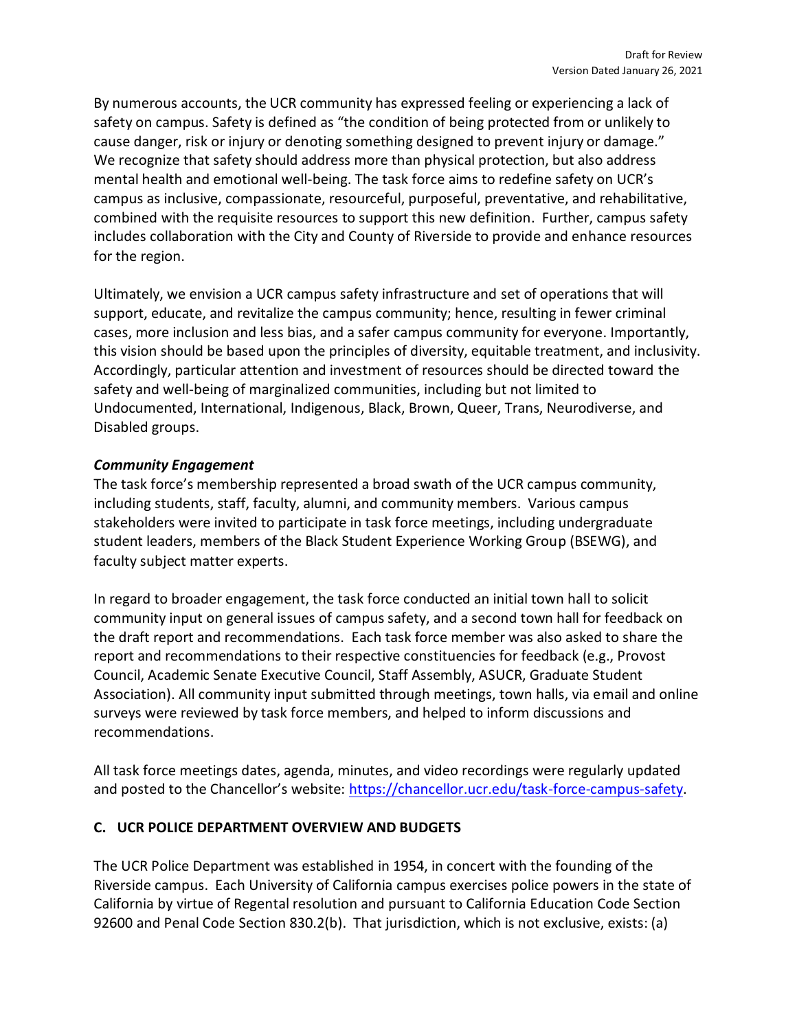By numerous accounts, the UCR community has expressed feeling or experiencing a lack of safety on campus. Safety is defined as "the condition of being protected from or unlikely to cause danger, risk or injury or denoting something designed to prevent injury or damage." We recognize that safety should address more than physical protection, but also address mental health and emotional well-being. The task force aims to redefine safety on UCR's campus as inclusive, compassionate, resourceful, purposeful, preventative, and rehabilitative, combined with the requisite resources to support this new definition. Further, campus safety includes collaboration with the City and County of Riverside to provide and enhance resources for the region.

Ultimately, we envision a UCR campus safety infrastructure and set of operations that will support, educate, and revitalize the campus community; hence, resulting in fewer criminal cases, more inclusion and less bias, and a safer campus community for everyone. Importantly, this vision should be based upon the principles of diversity, equitable treatment, and inclusivity. Accordingly, particular attention and investment of resources should be directed toward the safety and well-being of marginalized communities, including but not limited to Undocumented, International, Indigenous, Black, Brown, Queer, Trans, Neurodiverse, and Disabled groups.

***Community Engagement***

The task force's membership represented a broad swath of the UCR campus community, including students, staff, faculty, alumni, and community members. Various campus stakeholders were invited to participate in task force meetings, including undergraduate student leaders, members of the Black Student Experience Working Group (BSEWG), and faculty subject matter experts.

In regard to broader engagement, the task force conducted an initial town hall to solicit community input on general issues of campus safety, and a second town hall for feedback on the draft report and recommendations. Each task force member was also asked to share the report and recommendations to their respective constituencies for feedback (e.g., Provost Council, Academic Senate Executive Council, Staff Assembly, ASUCR, Graduate Student Association). All community input submitted through meetings, town halls, via email and online surveys were reviewed by task force members, and helped to inform discussions and recommendations.

All task force meetings dates, agenda, minutes, and video recordings were regularly updated and posted to the Chancellor's website: [https://chancellor.ucr.edu/task-force-campus-safety](https://chancellor.ucr.edu/task-force-campus-safety).

## C. UCR POLICE DEPARTMENT OVERVIEW AND BUDGETS

The UCR Police Department was established in 1954, in concert with the founding of the Riverside campus. Each University of California campus exercises police powers in the state of California by virtue of Regental resolution and pursuant to California Education Code Section 92600 and Penal Code Section 830.2(b). That jurisdiction, which is not exclusive, exists: (a)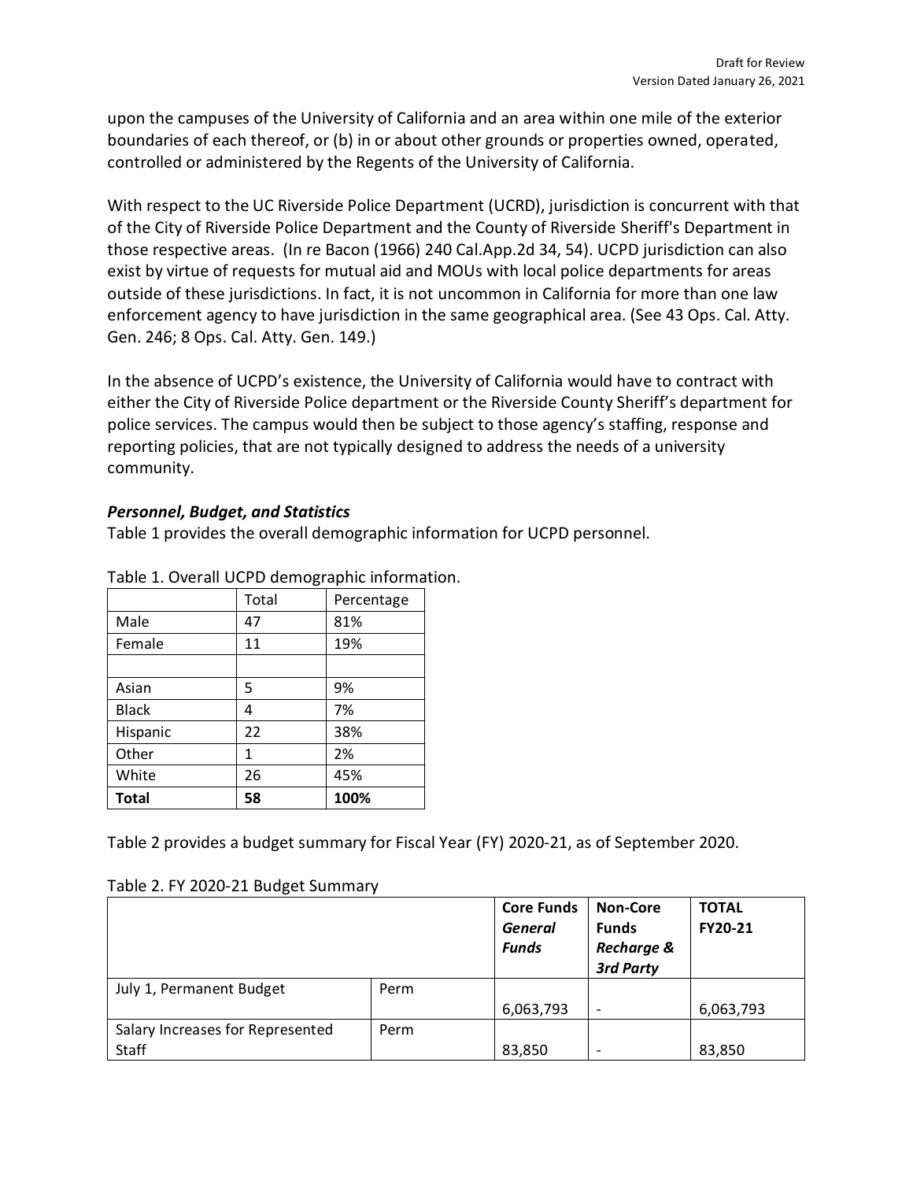upon the campuses of the University of California and an area within one mile of the exterior boundaries of each thereof, or (b) in or about other grounds or properties owned, operated, controlled or administered by the Regents of the University of California.

With respect to the UC Riverside Police Department (UCRD), jurisdiction is concurrent with that of the City of Riverside Police Department and the County of Riverside Sheriff's Department in those respective areas. (In re Bacon (1966) 240 Cal.App.2d 34, 54). UCPD jurisdiction can also exist by virtue of requests for mutual aid and MOUs with local police departments for areas outside of these jurisdictions. In fact, it is not uncommon in California for more than one law enforcement agency to have jurisdiction in the same geographical area. (See 43 Ops. Cal. Atty. Gen. 246; 8 Ops. Cal. Atty. Gen. 149.)

In the absence of UCPD's existence, the University of California would have to contract with either the City of Riverside Police department or the Riverside County Sheriff's department for police services. The campus would then be subject to those agency's staffing, response and reporting policies, that are not typically designed to address the needs of a university community.

### *Personnel, Budget, and Statistics*

Table 1 provides the overall demographic information for UCPD personnel.

Table 1. Overall UCPD demographic information.

| | Total | Percentage |
|---|---|---|
| Male | 47 | 81% |
| Female | 11 | 19% |
| | | |
| Asian | 5 | 9% |
| Black | 4 | 7% |
| Hispanic | 22 | 38% |
| Other | 1 | 2% |
| White | 26 | 45% |
| **Total** | **58** | **100%** |

Table 2 provides a budget summary for Fiscal Year (FY) 2020-21, as of September 2020.

Table 2. FY 2020-21 Budget Summary

| | | **Core Funds** ***General Funds*** | **Non-Core Funds** ***Recharge & 3rd Party*** | **TOTAL FY20-21** |
|---|---|---|---|---|
| July 1, Permanent Budget | Perm | 6,063,793 | - | 6,063,793 |
| Salary Increases for Represented Staff | Perm | 83,850 | - | 83,850 |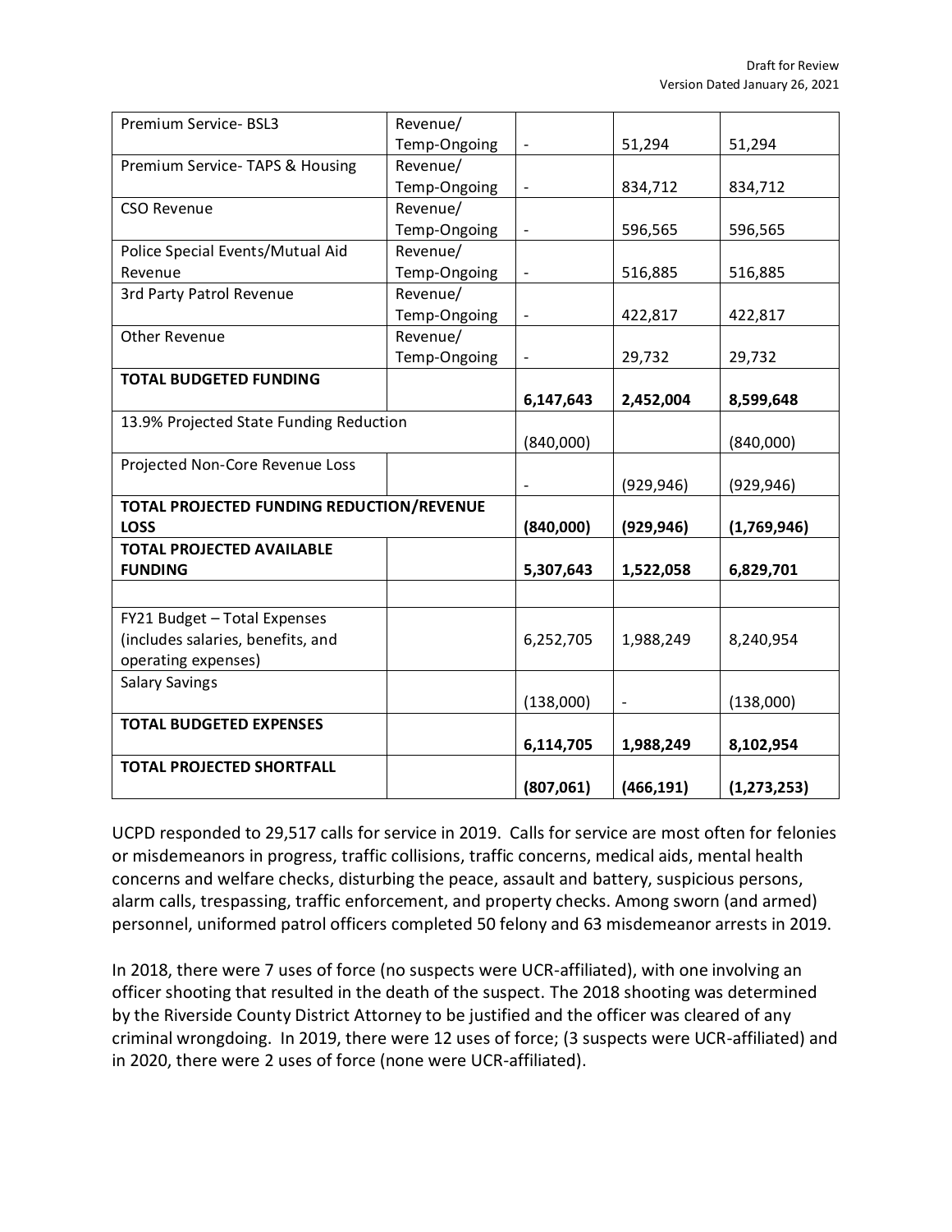| Premium Service- BSL3 | Revenue/ Temp-Ongoing | - | 51,294 | 51,294 |
|---|---|---|---|---|
| Premium Service- TAPS & Housing | Revenue/ Temp-Ongoing | - | 834,712 | 834,712 |
| CSO Revenue | Revenue/ Temp-Ongoing | - | 596,565 | 596,565 |
| Police Special Events/Mutual Aid Revenue | Revenue/ Temp-Ongoing | - | 516,885 | 516,885 |
| 3rd Party Patrol Revenue | Revenue/ Temp-Ongoing | - | 422,817 | 422,817 |
| Other Revenue | Revenue/ Temp-Ongoing | - | 29,732 | 29,732 |
| **TOTAL BUDGETED FUNDING** | | **6,147,643** | **2,452,004** | **8,599,648** |
| 13.9% Projected State Funding Reduction | | (840,000) | | (840,000) |
| Projected Non-Core Revenue Loss | | - | (929,946) | (929,946) |
| **TOTAL PROJECTED FUNDING REDUCTION/REVENUE LOSS** | | **(840,000)** | **(929,946)** | **(1,769,946)** |
| **TOTAL PROJECTED AVAILABLE FUNDING** | | **5,307,643** | **1,522,058** | **6,829,701** |
| | | | | |
| FY21 Budget – Total Expenses (includes salaries, benefits, and operating expenses) | | 6,252,705 | 1,988,249 | 8,240,954 |
| Salary Savings | | (138,000) | - | (138,000) |
| **TOTAL BUDGETED EXPENSES** | | **6,114,705** | **1,988,249** | **8,102,954** |
| **TOTAL PROJECTED SHORTFALL** | | **(807,061)** | **(466,191)** | **(1,273,253)** |

UCPD responded to 29,517 calls for service in 2019. Calls for service are most often for felonies or misdemeanors in progress, traffic collisions, traffic concerns, medical aids, mental health concerns and welfare checks, disturbing the peace, assault and battery, suspicious persons, alarm calls, trespassing, traffic enforcement, and property checks. Among sworn (and armed) personnel, uniformed patrol officers completed 50 felony and 63 misdemeanor arrests in 2019.

In 2018, there were 7 uses of force (no suspects were UCR-affiliated), with one involving an officer shooting that resulted in the death of the suspect. The 2018 shooting was determined by the Riverside County District Attorney to be justified and the officer was cleared of any criminal wrongdoing. In 2019, there were 12 uses of force; (3 suspects were UCR-affiliated) and in 2020, there were 2 uses of force (none were UCR-affiliated).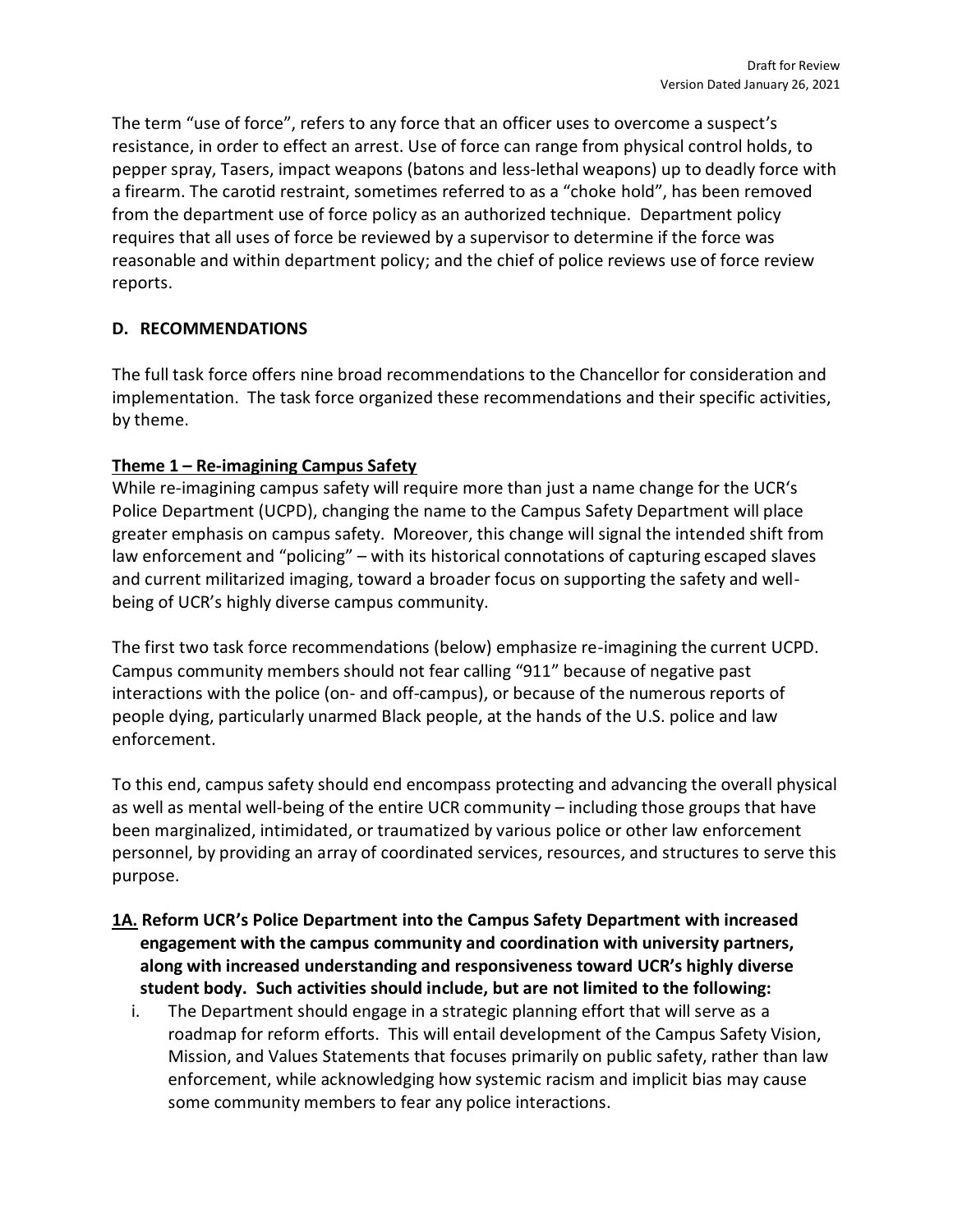The term "use of force", refers to any force that an officer uses to overcome a suspect's resistance, in order to effect an arrest. Use of force can range from physical control holds, to pepper spray, Tasers, impact weapons (batons and less-lethal weapons) up to deadly force with a firearm. The carotid restraint, sometimes referred to as a "choke hold", has been removed from the department use of force policy as an authorized technique. Department policy requires that all uses of force be reviewed by a supervisor to determine if the force was reasonable and within department policy; and the chief of police reviews use of force review reports.

## D. RECOMMENDATIONS

The full task force offers nine broad recommendations to the Chancellor for consideration and implementation. The task force organized these recommendations and their specific activities, by theme.

### Theme 1 – Re-imagining Campus Safety

While re-imagining campus safety will require more than just a name change for the UCR's Police Department (UCPD), changing the name to the Campus Safety Department will place greater emphasis on campus safety. Moreover, this change will signal the intended shift from law enforcement and "policing" – with its historical connotations of capturing escaped slaves and current militarized imaging, toward a broader focus on supporting the safety and well-being of UCR's highly diverse campus community.

The first two task force recommendations (below) emphasize re-imagining the current UCPD. Campus community members should not fear calling "911" because of negative past interactions with the police (on- and off-campus), or because of the numerous reports of people dying, particularly unarmed Black people, at the hands of the U.S. police and law enforcement.

To this end, campus safety should end encompass protecting and advancing the overall physical as well as mental well-being of the entire UCR community – including those groups that have been marginalized, intimidated, or traumatized by various police or other law enforcement personnel, by providing an array of coordinated services, resources, and structures to serve this purpose.

**1A. Reform UCR's Police Department into the Campus Safety Department with increased engagement with the campus community and coordination with university partners, along with increased understanding and responsiveness toward UCR's highly diverse student body. Such activities should include, but are not limited to the following:**

i. The Department should engage in a strategic planning effort that will serve as a roadmap for reform efforts. This will entail development of the Campus Safety Vision, Mission, and Values Statements that focuses primarily on public safety, rather than law enforcement, while acknowledging how systemic racism and implicit bias may cause some community members to fear any police interactions.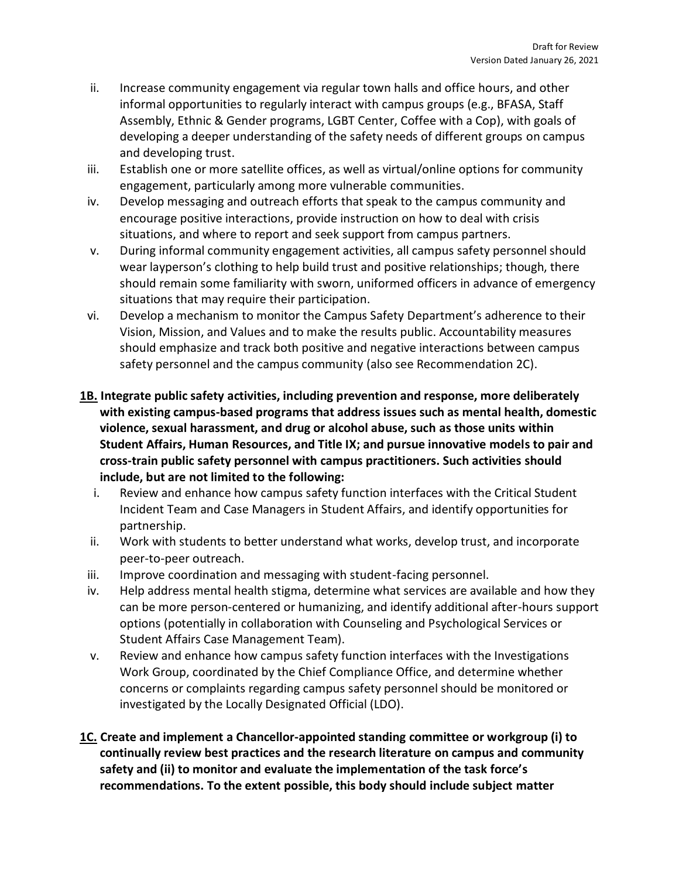ii. Increase community engagement via regular town halls and office hours, and other informal opportunities to regularly interact with campus groups (e.g., BFASA, Staff Assembly, Ethnic & Gender programs, LGBT Center, Coffee with a Cop), with goals of developing a deeper understanding of the safety needs of different groups on campus and developing trust.

iii. Establish one or more satellite offices, as well as virtual/online options for community engagement, particularly among more vulnerable communities.

iv. Develop messaging and outreach efforts that speak to the campus community and encourage positive interactions, provide instruction on how to deal with crisis situations, and where to report and seek support from campus partners.

v. During informal community engagement activities, all campus safety personnel should wear layperson's clothing to help build trust and positive relationships; though, there should remain some familiarity with sworn, uniformed officers in advance of emergency situations that may require their participation.

vi. Develop a mechanism to monitor the Campus Safety Department's adherence to their Vision, Mission, and Values and to make the results public. Accountability measures should emphasize and track both positive and negative interactions between campus safety personnel and the campus community (also see Recommendation 2C).

**<u>1B.</u> Integrate public safety activities, including prevention and response, more deliberately with existing campus-based programs that address issues such as mental health, domestic violence, sexual harassment, and drug or alcohol abuse, such as those units within Student Affairs, Human Resources, and Title IX; and pursue innovative models to pair and cross-train public safety personnel with campus practitioners. Such activities should include, but are not limited to the following:**

i. Review and enhance how campus safety function interfaces with the Critical Student Incident Team and Case Managers in Student Affairs, and identify opportunities for partnership.

ii. Work with students to better understand what works, develop trust, and incorporate peer-to-peer outreach.

iii. Improve coordination and messaging with student-facing personnel.

iv. Help address mental health stigma, determine what services are available and how they can be more person-centered or humanizing, and identify additional after-hours support options (potentially in collaboration with Counseling and Psychological Services or Student Affairs Case Management Team).

v. Review and enhance how campus safety function interfaces with the Investigations Work Group, coordinated by the Chief Compliance Office, and determine whether concerns or complaints regarding campus safety personnel should be monitored or investigated by the Locally Designated Official (LDO).

**<u>1C.</u> Create and implement a Chancellor-appointed standing committee or workgroup (i) to continually review best practices and the research literature on campus and community safety and (ii) to monitor and evaluate the implementation of the task force's recommendations. To the extent possible, this body should include subject matter**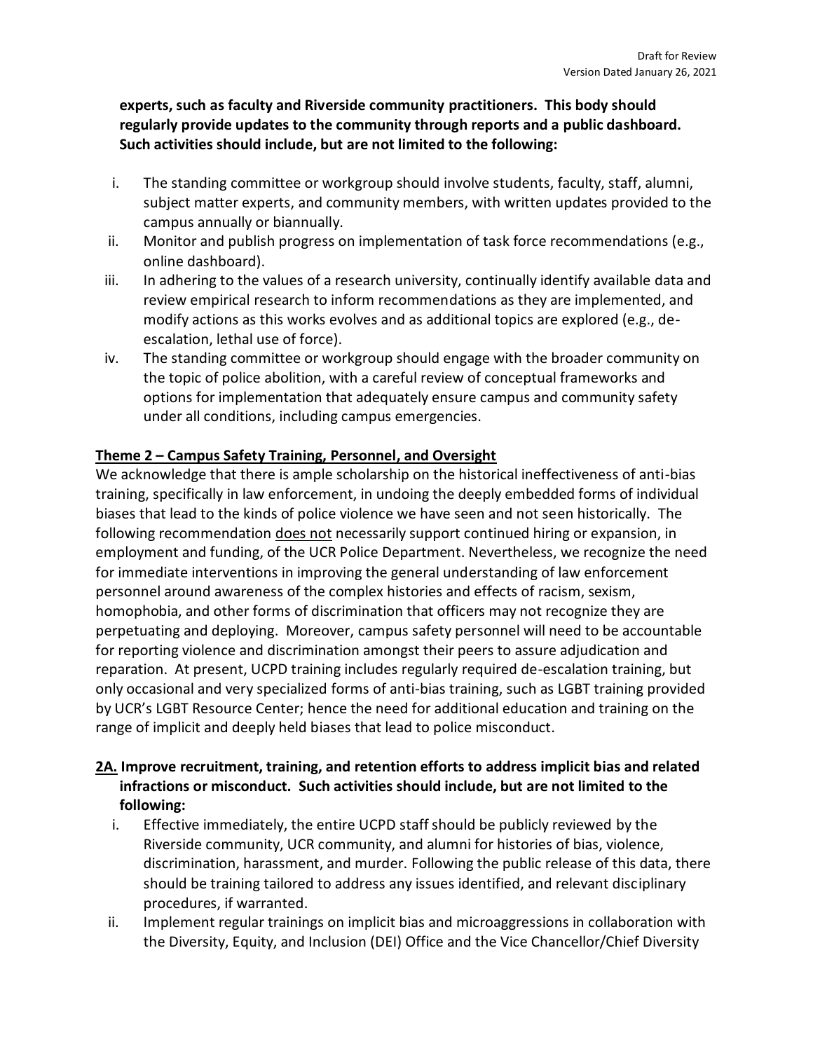**experts, such as faculty and Riverside community practitioners. This body should regularly provide updates to the community through reports and a public dashboard. Such activities should include, but are not limited to the following:**

i. The standing committee or workgroup should involve students, faculty, staff, alumni, subject matter experts, and community members, with written updates provided to the campus annually or biannually.

ii. Monitor and publish progress on implementation of task force recommendations (e.g., online dashboard).

iii. In adhering to the values of a research university, continually identify available data and review empirical research to inform recommendations as they are implemented, and modify actions as this works evolves and as additional topics are explored (e.g., de-escalation, lethal use of force).

iv. The standing committee or workgroup should engage with the broader community on the topic of police abolition, with a careful review of conceptual frameworks and options for implementation that adequately ensure campus and community safety under all conditions, including campus emergencies.

## Theme 2 – Campus Safety Training, Personnel, and Oversight

We acknowledge that there is ample scholarship on the historical ineffectiveness of anti-bias training, specifically in law enforcement, in undoing the deeply embedded forms of individual biases that lead to the kinds of police violence we have seen and not seen historically. The following recommendation does not necessarily support continued hiring or expansion, in employment and funding, of the UCR Police Department. Nevertheless, we recognize the need for immediate interventions in improving the general understanding of law enforcement personnel around awareness of the complex histories and effects of racism, sexism, homophobia, and other forms of discrimination that officers may not recognize they are perpetuating and deploying. Moreover, campus safety personnel will need to be accountable for reporting violence and discrimination amongst their peers to assure adjudication and reparation. At present, UCPD training includes regularly required de-escalation training, but only occasional and very specialized forms of anti-bias training, such as LGBT training provided by UCR's LGBT Resource Center; hence the need for additional education and training on the range of implicit and deeply held biases that lead to police misconduct.

**2A. Improve recruitment, training, and retention efforts to address implicit bias and related infractions or misconduct. Such activities should include, but are not limited to the following:**

i. Effective immediately, the entire UCPD staff should be publicly reviewed by the Riverside community, UCR community, and alumni for histories of bias, violence, discrimination, harassment, and murder. Following the public release of this data, there should be training tailored to address any issues identified, and relevant disciplinary procedures, if warranted.

ii. Implement regular trainings on implicit bias and microaggressions in collaboration with the Diversity, Equity, and Inclusion (DEI) Office and the Vice Chancellor/Chief Diversity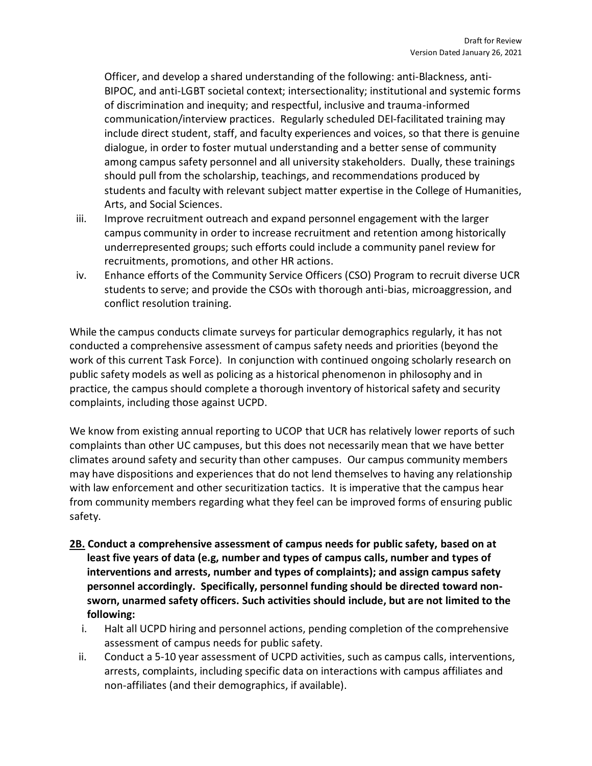Officer, and develop a shared understanding of the following: anti-Blackness, anti-BIPOC, and anti-LGBT societal context; intersectionality; institutional and systemic forms of discrimination and inequity; and respectful, inclusive and trauma-informed communication/interview practices. Regularly scheduled DEI-facilitated training may include direct student, staff, and faculty experiences and voices, so that there is genuine dialogue, in order to foster mutual understanding and a better sense of community among campus safety personnel and all university stakeholders. Dually, these trainings should pull from the scholarship, teachings, and recommendations produced by students and faculty with relevant subject matter expertise in the College of Humanities, Arts, and Social Sciences.

iii. Improve recruitment outreach and expand personnel engagement with the larger campus community in order to increase recruitment and retention among historically underrepresented groups; such efforts could include a community panel review for recruitments, promotions, and other HR actions.

iv. Enhance efforts of the Community Service Officers (CSO) Program to recruit diverse UCR students to serve; and provide the CSOs with thorough anti-bias, microaggression, and conflict resolution training.

While the campus conducts climate surveys for particular demographics regularly, it has not conducted a comprehensive assessment of campus safety needs and priorities (beyond the work of this current Task Force). In conjunction with continued ongoing scholarly research on public safety models as well as policing as a historical phenomenon in philosophy and in practice, the campus should complete a thorough inventory of historical safety and security complaints, including those against UCPD.

We know from existing annual reporting to UCOP that UCR has relatively lower reports of such complaints than other UC campuses, but this does not necessarily mean that we have better climates around safety and security than other campuses. Our campus community members may have dispositions and experiences that do not lend themselves to having any relationship with law enforcement and other securitization tactics. It is imperative that the campus hear from community members regarding what they feel can be improved forms of ensuring public safety.

**<u>2B.</u> Conduct a comprehensive assessment of campus needs for public safety, based on at least five years of data (e.g, number and types of campus calls, number and types of interventions and arrests, number and types of complaints); and assign campus safety personnel accordingly. Specifically, personnel funding should be directed toward non-sworn, unarmed safety officers. Such activities should include, but are not limited to the following:**

i. Halt all UCPD hiring and personnel actions, pending completion of the comprehensive assessment of campus needs for public safety.

ii. Conduct a 5-10 year assessment of UCPD activities, such as campus calls, interventions, arrests, complaints, including specific data on interactions with campus affiliates and non-affiliates (and their demographics, if available).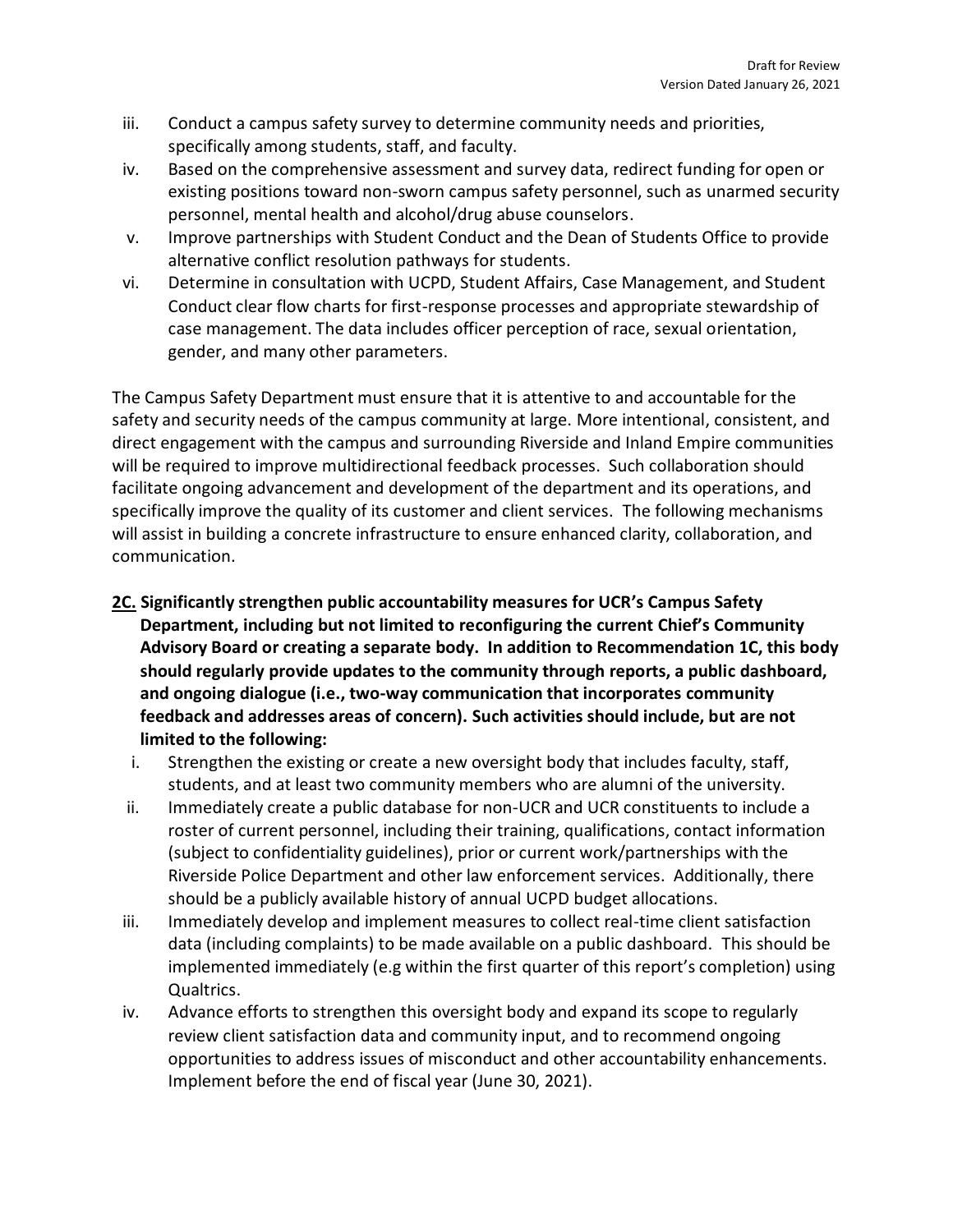iii. Conduct a campus safety survey to determine community needs and priorities, specifically among students, staff, and faculty.

iv. Based on the comprehensive assessment and survey data, redirect funding for open or existing positions toward non-sworn campus safety personnel, such as unarmed security personnel, mental health and alcohol/drug abuse counselors.

v. Improve partnerships with Student Conduct and the Dean of Students Office to provide alternative conflict resolution pathways for students.

vi. Determine in consultation with UCPD, Student Affairs, Case Management, and Student Conduct clear flow charts for first-response processes and appropriate stewardship of case management. The data includes officer perception of race, sexual orientation, gender, and many other parameters.

The Campus Safety Department must ensure that it is attentive to and accountable for the safety and security needs of the campus community at large. More intentional, consistent, and direct engagement with the campus and surrounding Riverside and Inland Empire communities will be required to improve multidirectional feedback processes. Such collaboration should facilitate ongoing advancement and development of the department and its operations, and specifically improve the quality of its customer and client services. The following mechanisms will assist in building a concrete infrastructure to ensure enhanced clarity, collaboration, and communication.

**<u>2C.</u> Significantly strengthen public accountability measures for UCR's Campus Safety Department, including but not limited to reconfiguring the current Chief's Community Advisory Board or creating a separate body. In addition to Recommendation 1C, this body should regularly provide updates to the community through reports, a public dashboard, and ongoing dialogue (i.e., two-way communication that incorporates community feedback and addresses areas of concern). Such activities should include, but are not limited to the following:**

i. Strengthen the existing or create a new oversight body that includes faculty, staff, students, and at least two community members who are alumni of the university.

ii. Immediately create a public database for non-UCR and UCR constituents to include a roster of current personnel, including their training, qualifications, contact information (subject to confidentiality guidelines), prior or current work/partnerships with the Riverside Police Department and other law enforcement services. Additionally, there should be a publicly available history of annual UCPD budget allocations.

iii. Immediately develop and implement measures to collect real-time client satisfaction data (including complaints) to be made available on a public dashboard. This should be implemented immediately (e.g within the first quarter of this report's completion) using Qualtrics.

iv. Advance efforts to strengthen this oversight body and expand its scope to regularly review client satisfaction data and community input, and to recommend ongoing opportunities to address issues of misconduct and other accountability enhancements. Implement before the end of fiscal year (June 30, 2021).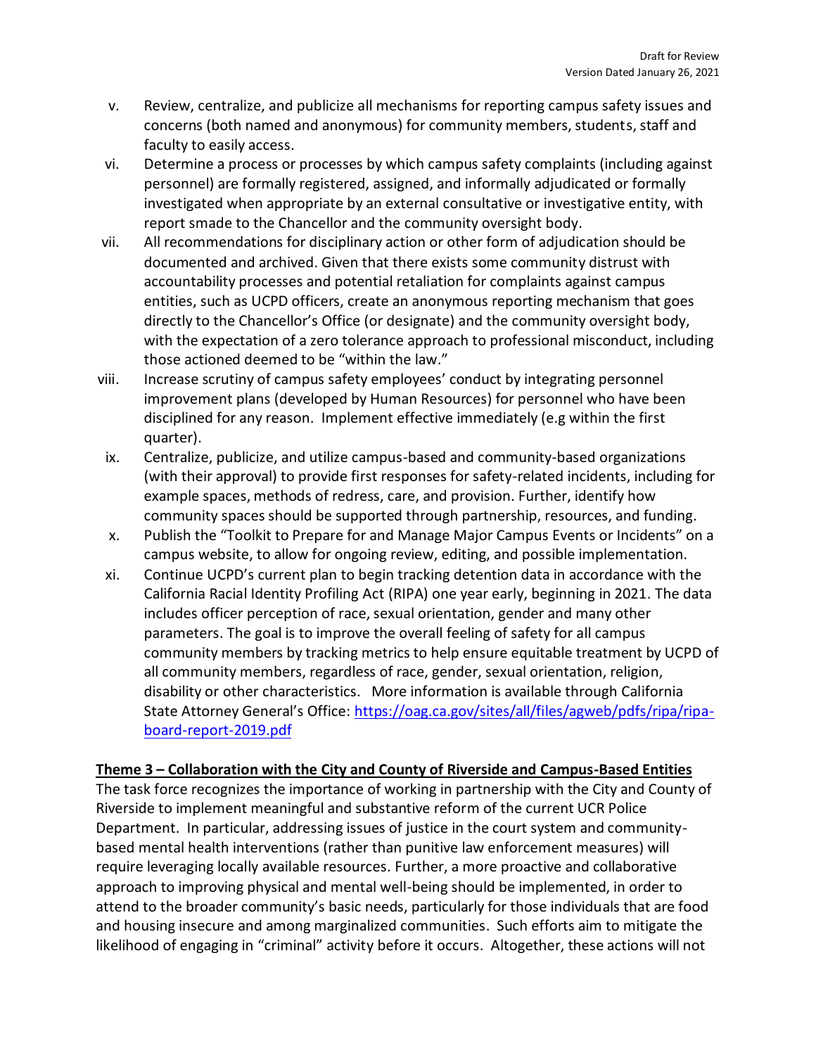v. Review, centralize, and publicize all mechanisms for reporting campus safety issues and concerns (both named and anonymous) for community members, students, staff and faculty to easily access.

vi. Determine a process or processes by which campus safety complaints (including against personnel) are formally registered, assigned, and informally adjudicated or formally investigated when appropriate by an external consultative or investigative entity, with report smade to the Chancellor and the community oversight body.

vii. All recommendations for disciplinary action or other form of adjudication should be documented and archived. Given that there exists some community distrust with accountability processes and potential retaliation for complaints against campus entities, such as UCPD officers, create an anonymous reporting mechanism that goes directly to the Chancellor's Office (or designate) and the community oversight body, with the expectation of a zero tolerance approach to professional misconduct, including those actioned deemed to be "within the law."

viii. Increase scrutiny of campus safety employees' conduct by integrating personnel improvement plans (developed by Human Resources) for personnel who have been disciplined for any reason. Implement effective immediately (e.g within the first quarter).

ix. Centralize, publicize, and utilize campus-based and community-based organizations (with their approval) to provide first responses for safety-related incidents, including for example spaces, methods of redress, care, and provision. Further, identify how community spaces should be supported through partnership, resources, and funding.

x. Publish the "Toolkit to Prepare for and Manage Major Campus Events or Incidents" on a campus website, to allow for ongoing review, editing, and possible implementation.

xi. Continue UCPD's current plan to begin tracking detention data in accordance with the California Racial Identity Profiling Act (RIPA) one year early, beginning in 2021. The data includes officer perception of race, sexual orientation, gender and many other parameters. The goal is to improve the overall feeling of safety for all campus community members by tracking metrics to help ensure equitable treatment by UCPD of all community members, regardless of race, gender, sexual orientation, religion, disability or other characteristics. More information is available through California State Attorney General's Office: https://oag.ca.gov/sites/all/files/agweb/pdfs/ripa/ripa-board-report-2019.pdf

**Theme 3 – Collaboration with the City and County of Riverside and Campus-Based Entities**

The task force recognizes the importance of working in partnership with the City and County of Riverside to implement meaningful and substantive reform of the current UCR Police Department. In particular, addressing issues of justice in the court system and community-based mental health interventions (rather than punitive law enforcement measures) will require leveraging locally available resources. Further, a more proactive and collaborative approach to improving physical and mental well-being should be implemented, in order to attend to the broader community's basic needs, particularly for those individuals that are food and housing insecure and among marginalized communities. Such efforts aim to mitigate the likelihood of engaging in "criminal" activity before it occurs. Altogether, these actions will not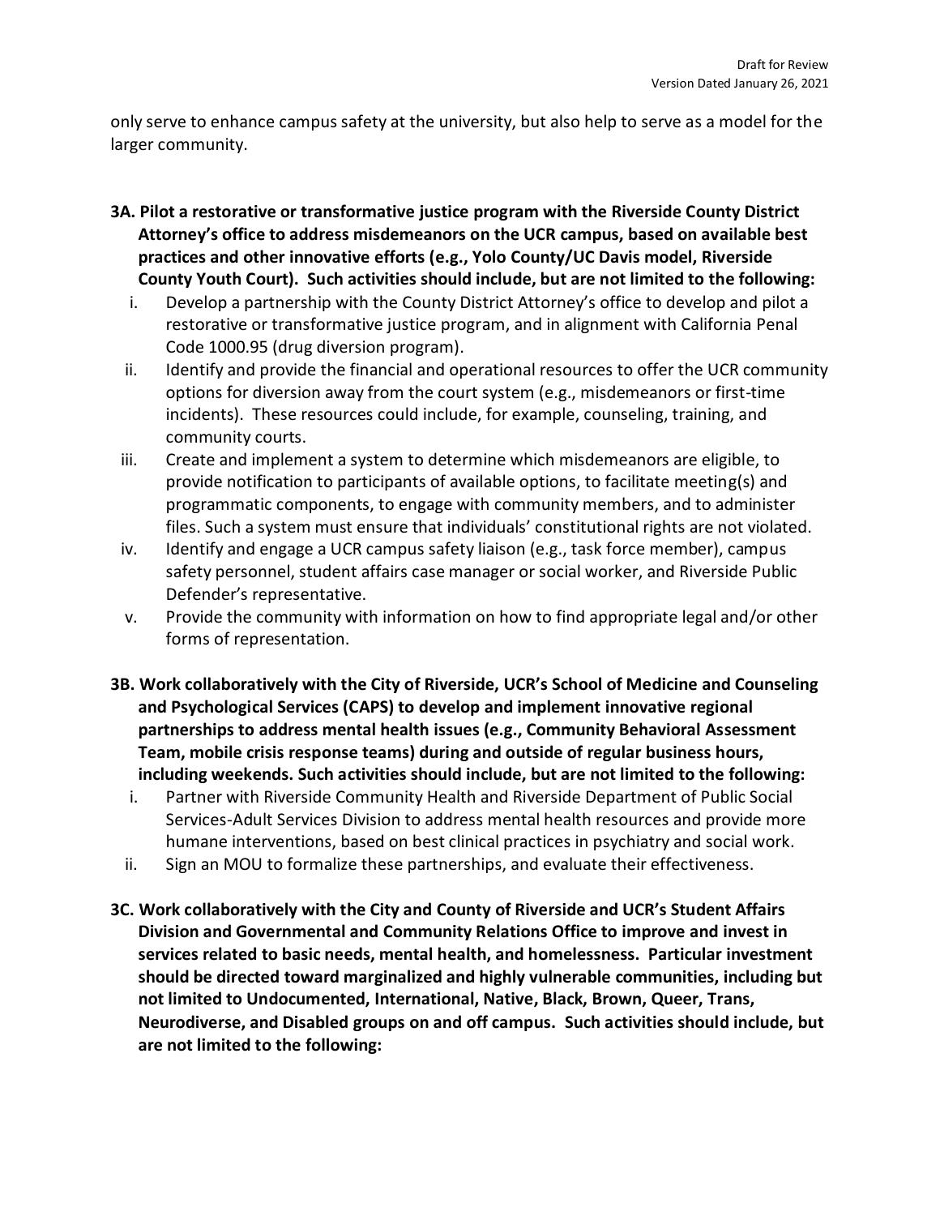only serve to enhance campus safety at the university, but also help to serve as a model for the larger community.

**3A. Pilot a restorative or transformative justice program with the Riverside County District Attorney's office to address misdemeanors on the UCR campus, based on available best practices and other innovative efforts (e.g., Yolo County/UC Davis model, Riverside County Youth Court). Such activities should include, but are not limited to the following:**

i. Develop a partnership with the County District Attorney's office to develop and pilot a restorative or transformative justice program, and in alignment with California Penal Code 1000.95 (drug diversion program).

ii. Identify and provide the financial and operational resources to offer the UCR community options for diversion away from the court system (e.g., misdemeanors or first-time incidents). These resources could include, for example, counseling, training, and community courts.

iii. Create and implement a system to determine which misdemeanors are eligible, to provide notification to participants of available options, to facilitate meeting(s) and programmatic components, to engage with community members, and to administer files. Such a system must ensure that individuals' constitutional rights are not violated.

iv. Identify and engage a UCR campus safety liaison (e.g., task force member), campus safety personnel, student affairs case manager or social worker, and Riverside Public Defender's representative.

v. Provide the community with information on how to find appropriate legal and/or other forms of representation.

**3B. Work collaboratively with the City of Riverside, UCR's School of Medicine and Counseling and Psychological Services (CAPS) to develop and implement innovative regional partnerships to address mental health issues (e.g., Community Behavioral Assessment Team, mobile crisis response teams) during and outside of regular business hours, including weekends. Such activities should include, but are not limited to the following:**

i. Partner with Riverside Community Health and Riverside Department of Public Social Services-Adult Services Division to address mental health resources and provide more humane interventions, based on best clinical practices in psychiatry and social work.

ii. Sign an MOU to formalize these partnerships, and evaluate their effectiveness.

**3C. Work collaboratively with the City and County of Riverside and UCR's Student Affairs Division and Governmental and Community Relations Office to improve and invest in services related to basic needs, mental health, and homelessness. Particular investment should be directed toward marginalized and highly vulnerable communities, including but not limited to Undocumented, International, Native, Black, Brown, Queer, Trans, Neurodiverse, and Disabled groups on and off campus. Such activities should include, but are not limited to the following:**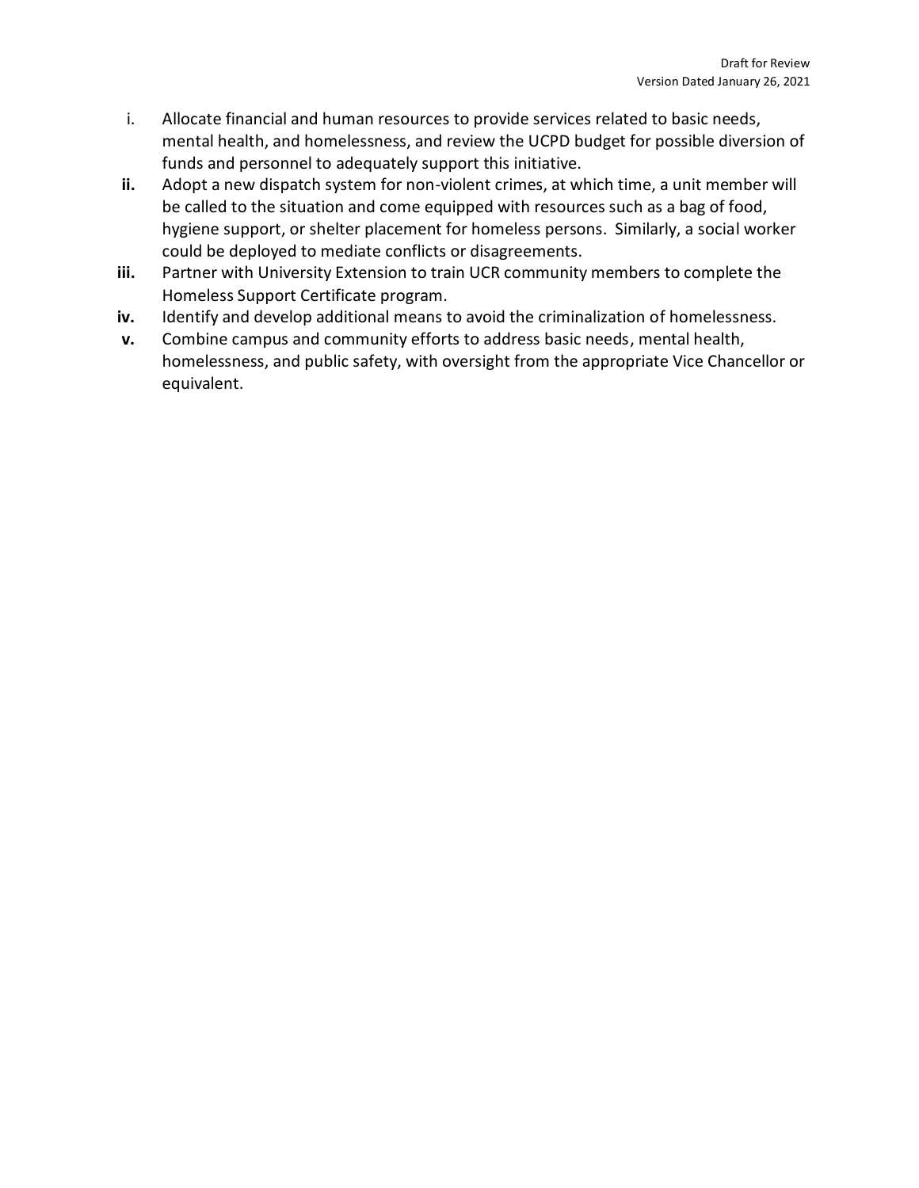i. Allocate financial and human resources to provide services related to basic needs, mental health, and homelessness, and review the UCPD budget for possible diversion of funds and personnel to adequately support this initiative.

**ii.** Adopt a new dispatch system for non-violent crimes, at which time, a unit member will be called to the situation and come equipped with resources such as a bag of food, hygiene support, or shelter placement for homeless persons. Similarly, a social worker could be deployed to mediate conflicts or disagreements.

**iii.** Partner with University Extension to train UCR community members to complete the Homeless Support Certificate program.

**iv.** Identify and develop additional means to avoid the criminalization of homelessness.

**v.** Combine campus and community efforts to address basic needs, mental health, homelessness, and public safety, with oversight from the appropriate Vice Chancellor or equivalent.